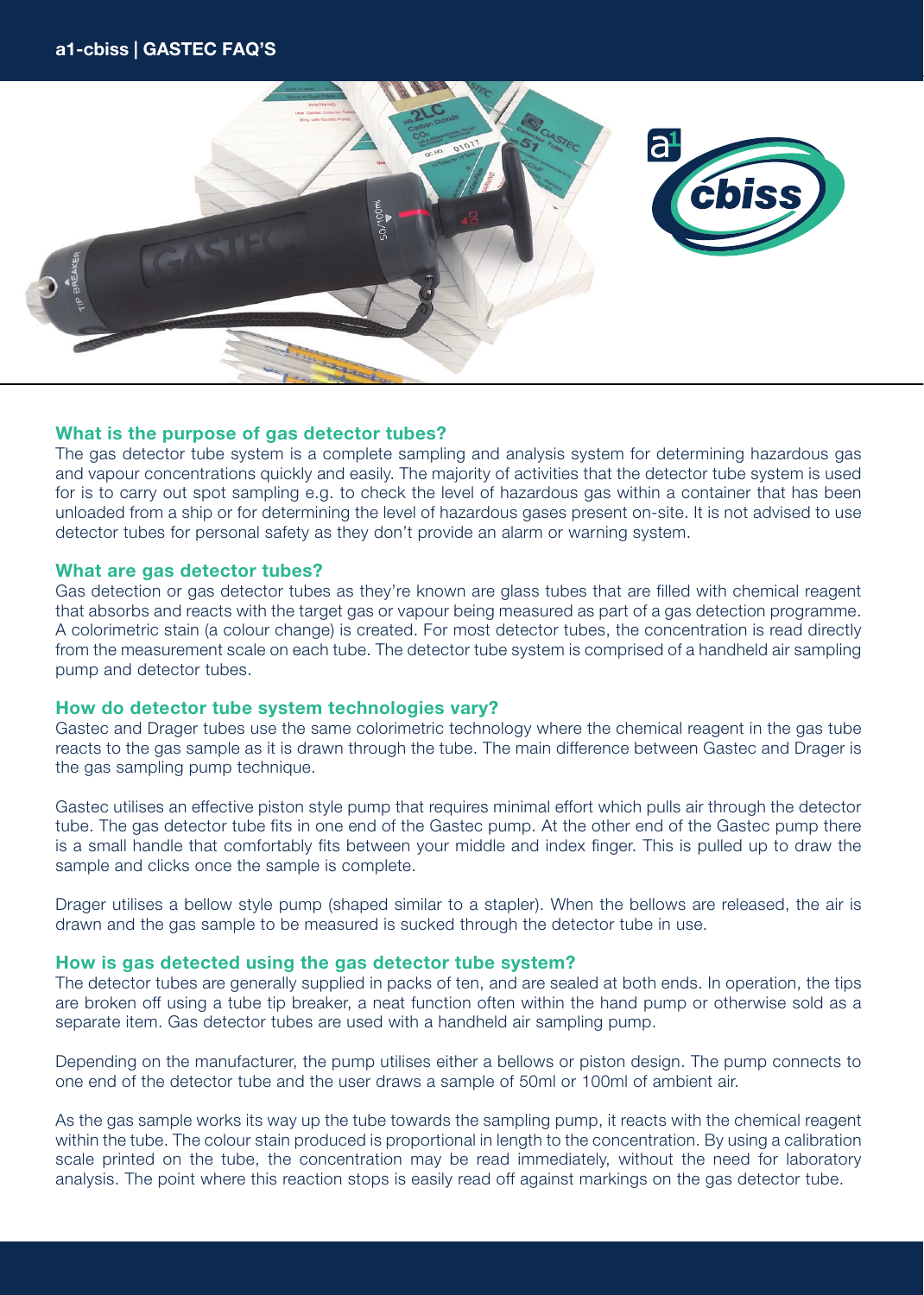## What is the purpose of gas detector tubes?

The gas detector tube system is a complete sampling and analysis system for determining hazardous gas and vapour concentrations quickly and easily. The majority of activities that the detector tube system is used for is to carry out spot sampling e.g. to check the level of hazardous gas within a container that has been unloaded from a ship or for determining the level of hazardous gases present on-site. It is not advised to use detector tubes for personal safety as they don't provide an alarm or warning system.

## What are gas detector tubes?

Gas detection or gas detector tubes as they're known are glass tubes that are filled with chemical reagent that absorbs and reacts with the target gas or vapour being measured as part of a gas detection programme. A colorimetric stain (a colour change) is created. For most detector tubes, the concentration is read directly from the measurement scale on each tube. The detector tube system is comprised of a handheld air sampling pump and detector tubes.

## How do detector tube system technologies vary?

Gastec and Drager tubes use the same colorimetric technology where the chemical reagent in the gas tube reacts to the gas sample as it is drawn through the tube. The main difference between Gastec and Drager is the gas sampling pump technique.

Gastec utilises an effective piston style pump that requires minimal effort which pulls air through the detector tube. The gas detector tube fits in one end of the Gastec pump. At the other end of the Gastec pump there is a small handle that comfortably fits between your middle and index finger. This is pulled up to draw the sample and clicks once the sample is complete.

Drager utilises a bellow style pump (shaped similar to a stapler). When the bellows are released, the air is drawn and the gas sample to be measured is sucked through the detector tube in use.

## How is gas detected using the gas detector tube system?

The detector tubes are generally supplied in packs of ten, and are sealed at both ends. In operation, the tips are broken off using a tube tip breaker, a neat function often within the hand pump or otherwise sold as a separate item. Gas detector tubes are used with a handheld air sampling pump.

Depending on the manufacturer, the pump utilises either a bellows or piston design. The pump connects to one end of the detector tube and the user draws a sample of 50ml or 100ml of ambient air.

As the gas sample works its way up the tube towards the sampling pump, it reacts with the chemical reagent within the tube. The colour stain produced is proportional in length to the concentration. By using a calibration scale printed on the tube, the concentration may be read immediately, without the need for laboratory analysis. The point where this reaction stops is easily read off against markings on the gas detector tube.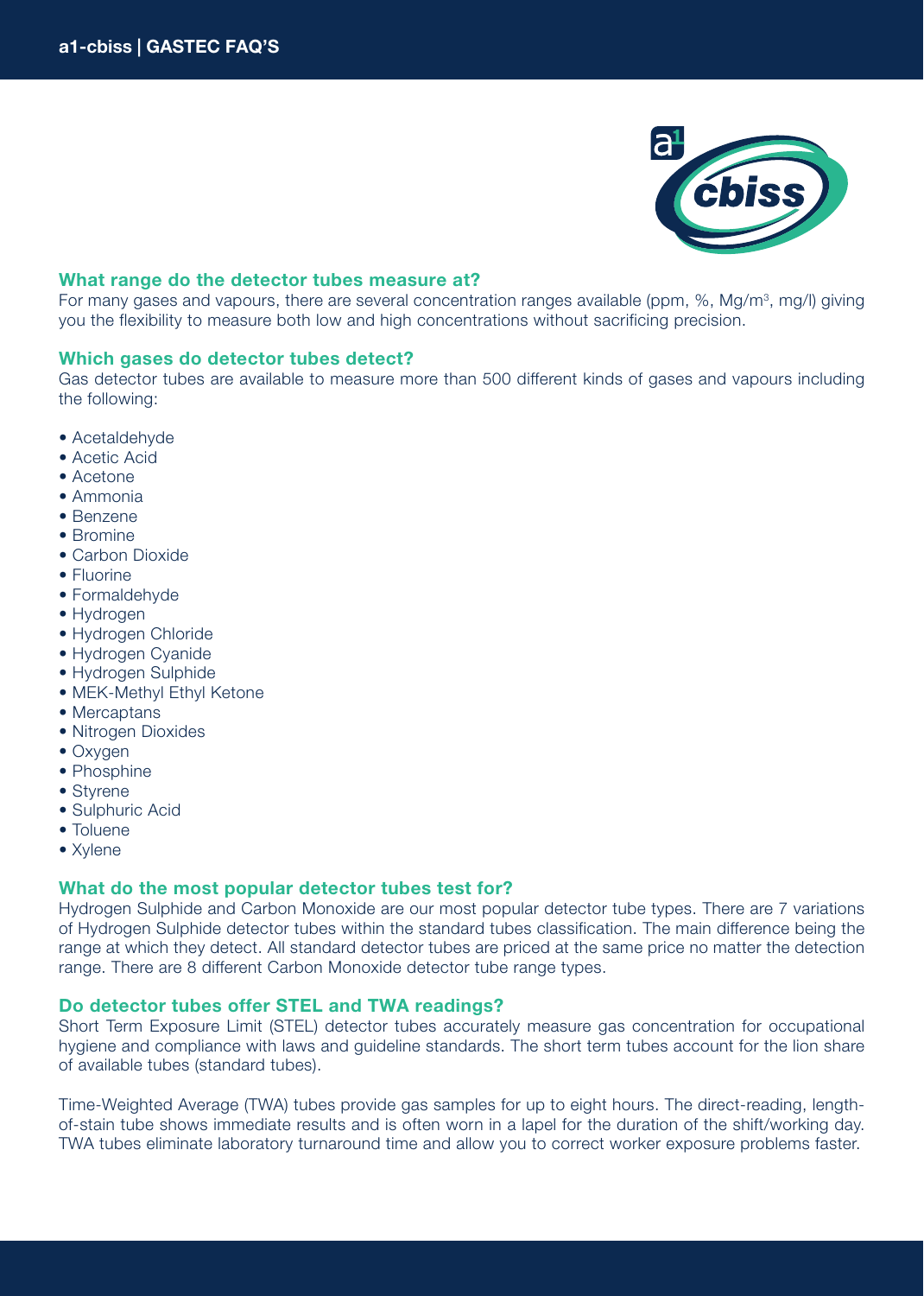## What range do the detector tubes measure at?

For many gases and vapours, there are several concentration ranges available (ppm, %, Mg/m$^3$, mg/l) giving you the flexibility to measure both low and high concentrations without sacrificing precision.

## Which gases do detector tubes detect?

Gas detector tubes are available to measure more than 500 different kinds of gases and vapours including the following:

- Acetaldehyde
- Acetic Acid
- Acetone
- Ammonia
- Benzene
- Bromine
- Carbon Dioxide
- Fluorine
- Formaldehyde
- Hydrogen
- Hydrogen Chloride
- Hydrogen Cyanide
- Hydrogen Sulphide
- MEK-Methyl Ethyl Ketone
- Mercaptans
- Nitrogen Dioxides
- Oxygen
- Phosphine
- Styrene
- Sulphuric Acid
- Toluene
- Xylene

## What do the most popular detector tubes test for?

Hydrogen Sulphide and Carbon Monoxide are our most popular detector tube types. There are 7 variations of Hydrogen Sulphide detector tubes within the standard tubes classification. The main difference being the range at which they detect. All standard detector tubes are priced at the same price no matter the detection range. There are 8 different Carbon Monoxide detector tube range types.

## Do detector tubes offer STEL and TWA readings?

Short Term Exposure Limit (STEL) detector tubes accurately measure gas concentration for occupational hygiene and compliance with laws and guideline standards. The short term tubes account for the lion share of available tubes (standard tubes).

Time-Weighted Average (TWA) tubes provide gas samples for up to eight hours. The direct-reading, length-of-stain tube shows immediate results and is often worn in a lapel for the duration of the shift/working day. TWA tubes eliminate laboratory turnaround time and allow you to correct worker exposure problems faster.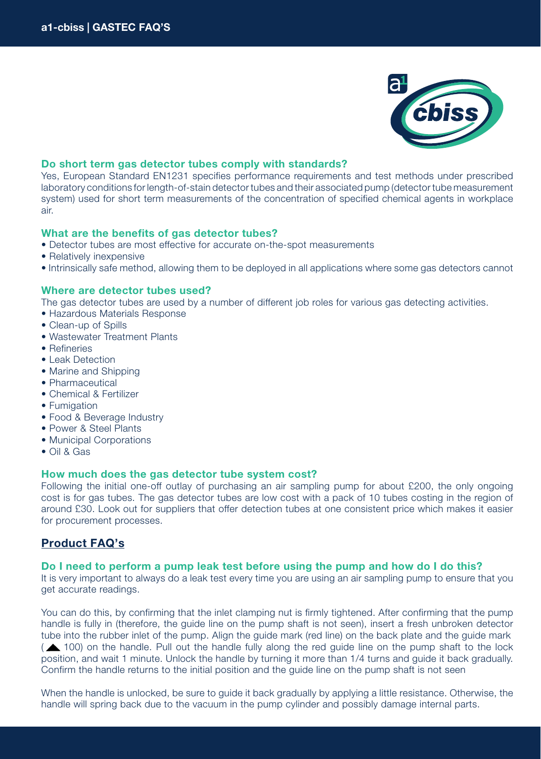### Do short term gas detector tubes comply with standards?

Yes, European Standard EN1231 specifies performance requirements and test methods under prescribed laboratory conditions for length-of-stain detector tubes and their associated pump (detector tube measurement system) used for short term measurements of the concentration of specified chemical agents in workplace air.

### What are the benefits of gas detector tubes?

- Detector tubes are most effective for accurate on-the-spot measurements
- Relatively inexpensive
- Intrinsically safe method, allowing them to be deployed in all applications where some gas detectors cannot

### Where are detector tubes used?

The gas detector tubes are used by a number of different job roles for various gas detecting activities.

- Hazardous Materials Response
- Clean-up of Spills
- Wastewater Treatment Plants
- Refineries
- Leak Detection
- Marine and Shipping
- Pharmaceutical
- Chemical & Fertilizer
- Fumigation
- Food & Beverage Industry
- Power & Steel Plants
- Municipal Corporations
- Oil & Gas

### How much does the gas detector tube system cost?

Following the initial one-off outlay of purchasing an air sampling pump for about £200, the only ongoing cost is for gas tubes. The gas detector tubes are low cost with a pack of 10 tubes costing in the region of around £30. Look out for suppliers that offer detection tubes at one consistent price which makes it easier for procurement processes.

## Product FAQ's

### Do I need to perform a pump leak test before using the pump and how do I do this?

It is very important to always do a leak test every time you are using an air sampling pump to ensure that you get accurate readings.

You can do this, by confirming that the inlet clamping nut is firmly tightened. After confirming that the pump handle is fully in (therefore, the guide line on the pump shaft is not seen), insert a fresh unbroken detector tube into the rubber inlet of the pump. Align the guide mark (red line) on the back plate and the guide mark (▲ 100) on the handle. Pull out the handle fully along the red guide line on the pump shaft to the lock position, and wait 1 minute. Unlock the handle by turning it more than 1/4 turns and guide it back gradually. Confirm the handle returns to the initial position and the guide line on the pump shaft is not seen

When the handle is unlocked, be sure to guide it back gradually by applying a little resistance. Otherwise, the handle will spring back due to the vacuum in the pump cylinder and possibly damage internal parts.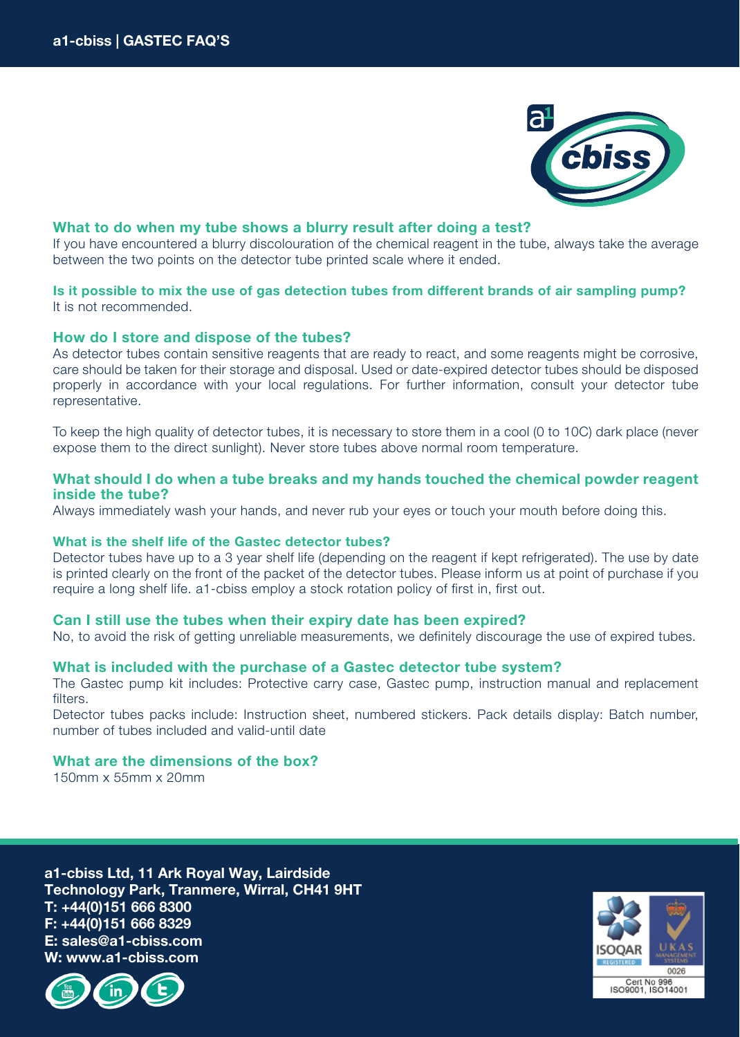### What to do when my tube shows a blurry result after doing a test?

If you have encountered a blurry discolouration of the chemical reagent in the tube, always take the average between the two points on the detector tube printed scale where it ended.

### Is it possible to mix the use of gas detection tubes from different brands of air sampling pump?

It is not recommended.

### How do I store and dispose of the tubes?

As detector tubes contain sensitive reagents that are ready to react, and some reagents might be corrosive, care should be taken for their storage and disposal. Used or date-expired detector tubes should be disposed properly in accordance with your local regulations. For further information, consult your detector tube representative.

To keep the high quality of detector tubes, it is necessary to store them in a cool (0 to 10C) dark place (never expose them to the direct sunlight). Never store tubes above normal room temperature.

### What should I do when a tube breaks and my hands touched the chemical powder reagent inside the tube?

Always immediately wash your hands, and never rub your eyes or touch your mouth before doing this.

### What is the shelf life of the Gastec detector tubes?

Detector tubes have up to a 3 year shelf life (depending on the reagent if kept refrigerated). The use by date is printed clearly on the front of the packet of the detector tubes. Please inform us at point of purchase if you require a long shelf life. a1-cbiss employ a stock rotation policy of first in, first out.

### Can I still use the tubes when their expiry date has been expired?

No, to avoid the risk of getting unreliable measurements, we definitely discourage the use of expired tubes.

### What is included with the purchase of a Gastec detector tube system?

The Gastec pump kit includes: Protective carry case, Gastec pump, instruction manual and replacement filters.

Detector tubes packs include: Instruction sheet, numbered stickers. Pack details display: Batch number, number of tubes included and valid-until date

### What are the dimensions of the box?

150mm x 55mm x 20mm

**a1-cbiss Ltd, 11 Ark Royal Way, Lairdside Technology Park, Tranmere, Wirral, CH41 9HT**
**T: +44(0)151 666 8300**
**F: +44(0)151 666 8329**
**E: sales@a1-cbiss.com**
**W: www.a1-cbiss.com**

ISOQAR REGISTERED UKAS MANAGEMENT SYSTEMS 0026
Cert No 996
ISO9001, ISO14001